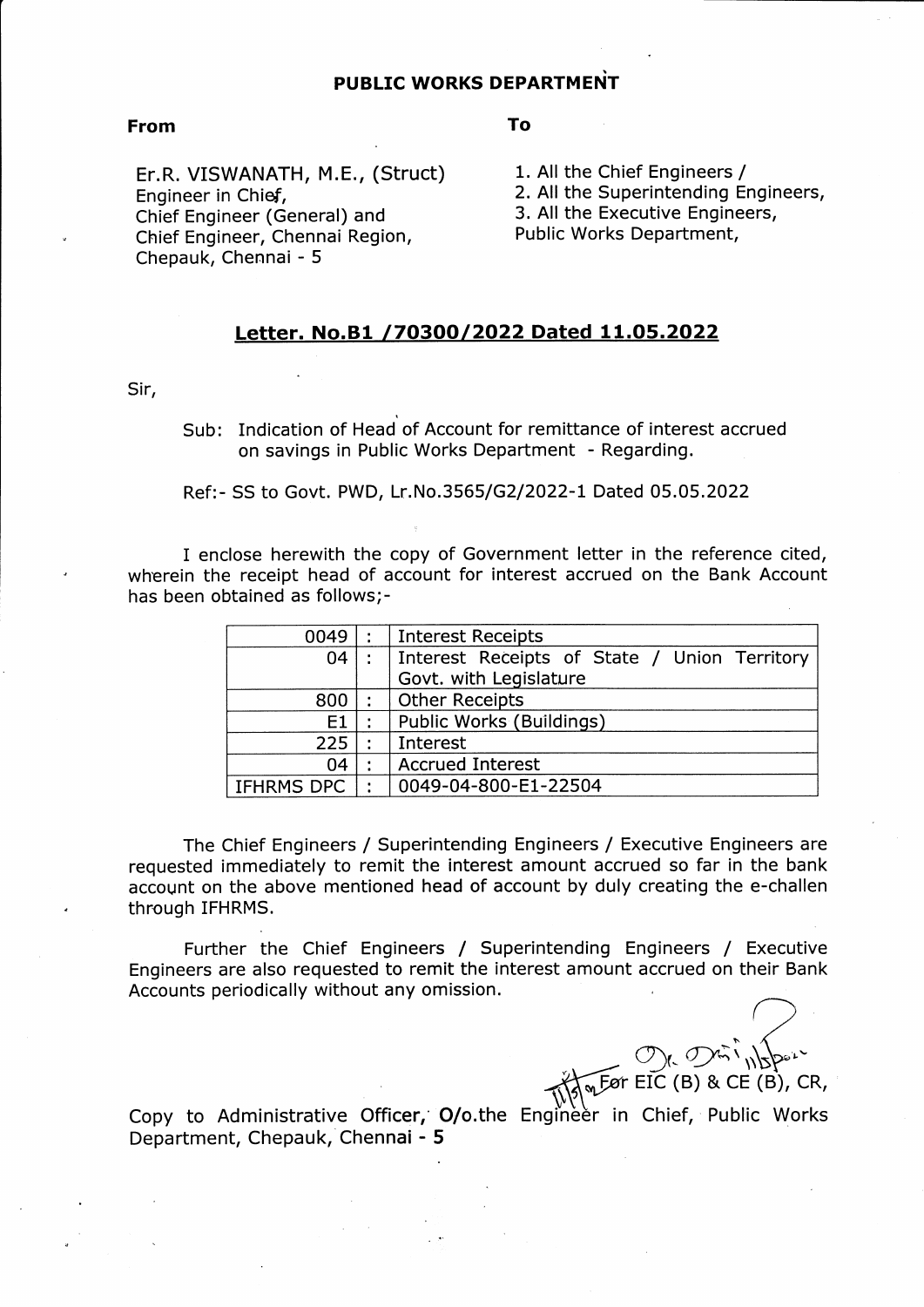## PUBLIC WORKS DEPARTMENT

**From**

Er.R. VISWANATH, M.E., (Struct)
Engineer in Chief,
Chief Engineer (General) and
Chief Engineer, Chennai Region,
Chepauk, Chennai - 5

**To**

1. All the Chief Engineers /
2. All the Superintending Engineers,
3. All the Executive Engineers,

Public Works Department,

**<u>Letter. No.B1 /70300/2022 Dated 11.05.2022</u>**

Sir,

Sub: Indication of Head of Account for remittance of interest accrued on savings in Public Works Department - Regarding.

Ref:- SS to Govt. PWD, Lr.No.3565/G2/2022-1 Dated 05.05.2022

I enclose herewith the copy of Government letter in the reference cited, wherein the receipt head of account for interest accrued on the Bank Account has been obtained as follows;-

| | | |
|---|---|---|
| 0049 | : | Interest Receipts |
| 04 | : | Interest Receipts of State / Union Territory Govt. with Legislature |
| 800 | : | Other Receipts |
| E1 | : | Public Works (Buildings) |
| 225 | : | Interest |
| 04 | : | Accrued Interest |
| IFHRMS DPC | : | 0049-04-800-E1-22504 |

The Chief Engineers / Superintending Engineers / Executive Engineers are requested immediately to remit the interest amount accrued so far in the bank account on the above mentioned head of account by duly creating the e-challen through IFHRMS.

Further the Chief Engineers / Superintending Engineers / Executive Engineers are also requested to remit the interest amount accrued on their Bank Accounts periodically without any omission.

For EIC (B) & CE (B), CR,

Copy to Administrative Officer, O/o.the Engineer in Chief, Public Works Department, Chepauk, Chennai - 5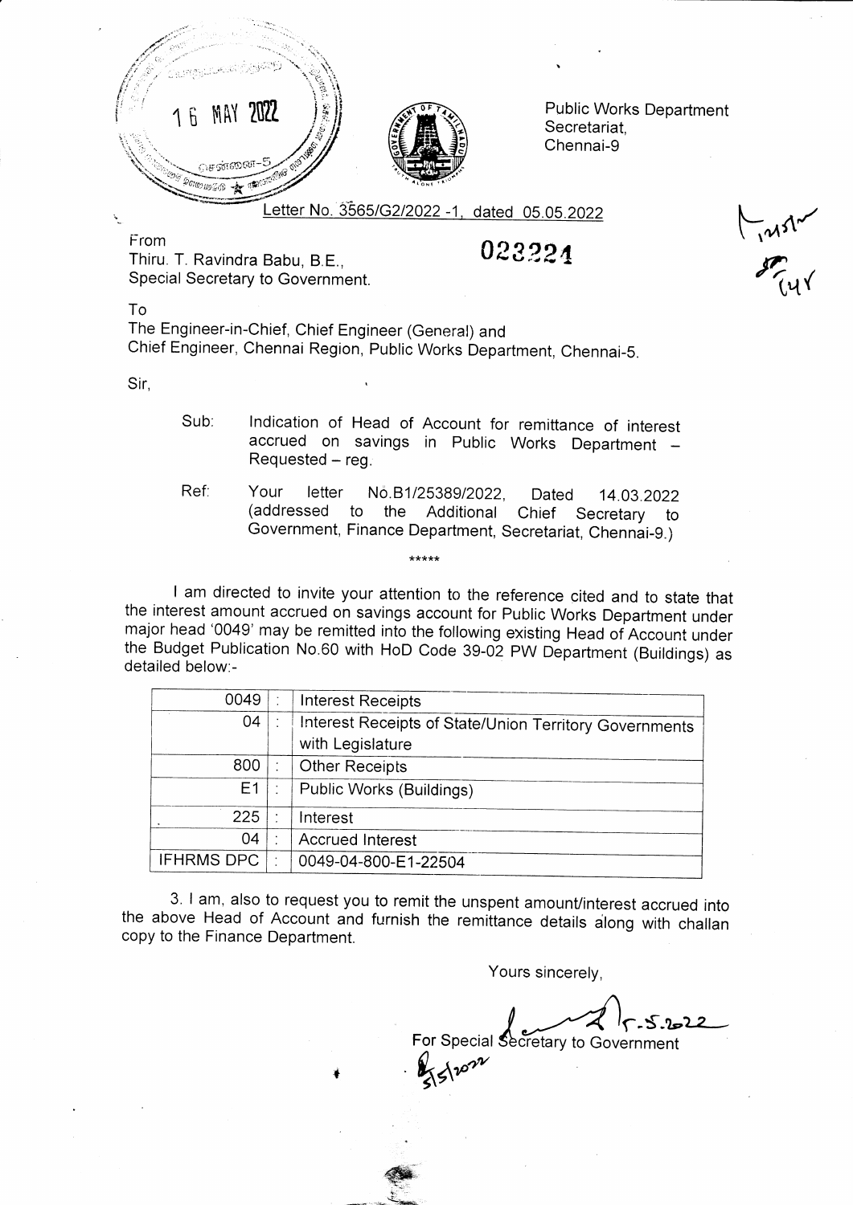Public Works Department
Secretariat,
Chennai-9

Letter No. 3565/G2/2022 -1, dated 05.05.2022

023224

From
Thiru. T. Ravindra Babu, B.E.,
Special Secretary to Government.

To
The Engineer-in-Chief, Chief Engineer (General) and
Chief Engineer, Chennai Region, Public Works Department, Chennai-5.

Sir,

Sub: Indication of Head of Account for remittance of interest accrued on savings in Public Works Department – Requested – reg.

Ref: Your letter No.B1/25389/2022, Dated 14.03.2022 (addressed to the Additional Chief Secretary to Government, Finance Department, Secretariat, Chennai-9.)

*****

I am directed to invite your attention to the reference cited and to state that the interest amount accrued on savings account for Public Works Department under major head '0049' may be remitted into the following existing Head of Account under the Budget Publication No.60 with HoD Code 39-02 PW Department (Buildings) as detailed below:-

| | | |
|---|---|---|
| 0049 | : | Interest Receipts |
| 04 | : | Interest Receipts of State/Union Territory Governments with Legislature |
| 800 | : | Other Receipts |
| E1 | : | Public Works (Buildings) |
| 225 | : | Interest |
| 04 | : | Accrued Interest |
| IFHRMS DPC | : | 0049-04-800-E1-22504 |

3. I am, also to request you to remit the unspent amount/interest accrued into the above Head of Account and furnish the remittance details along with challan copy to the Finance Department.

Yours sincerely,

5.5.2022

For Special Secretary to Government